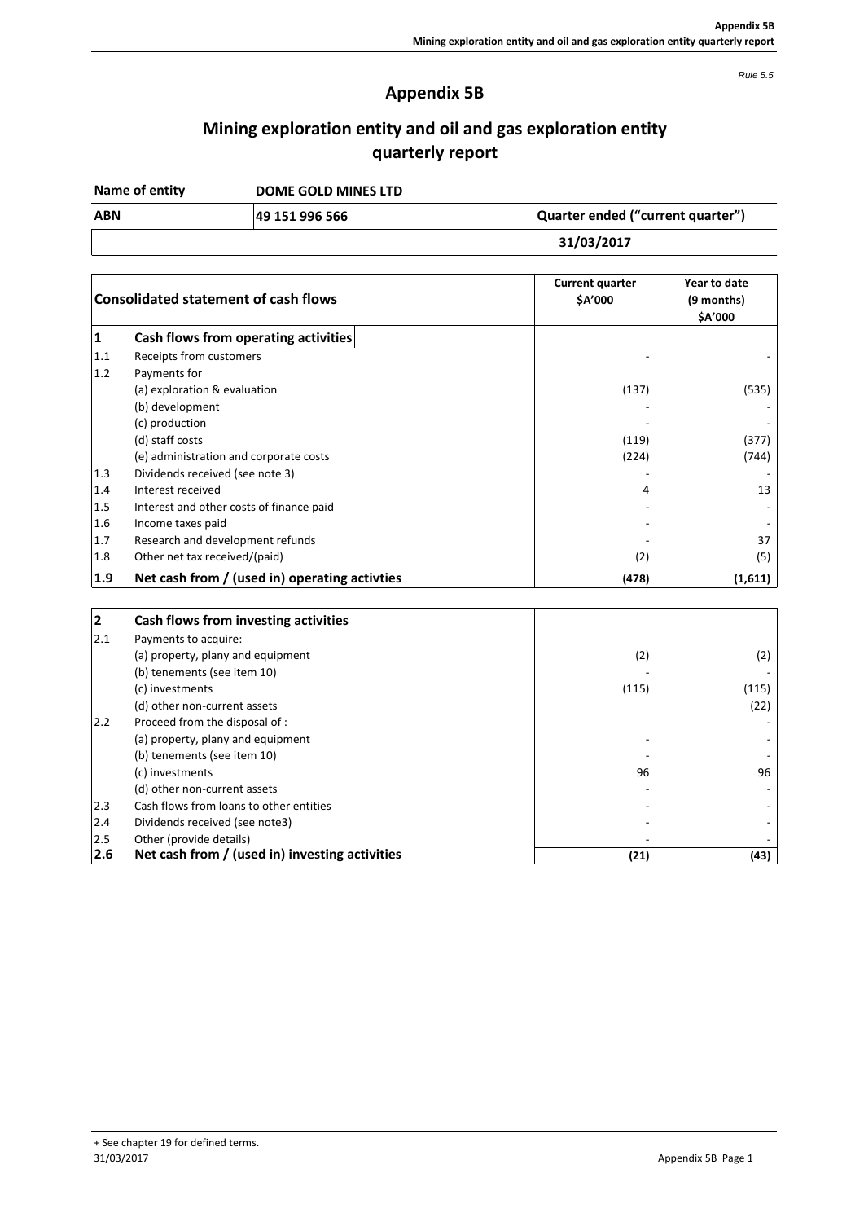*Rule 5.5*

# Appendix 5B

## Mining exploration entity and oil and gas exploration entity quarterly report

| Name of entity | DOME GOLD MINES LTD | |
|---|---|---|
| **ABN** | **49 151 996 566** | **Quarter ended ("current quarter")** |
| | | **31/03/2017** |

| | Consolidated statement of cash flows | Current quarter $A'000 | Year to date (9 months) $A'000 |
|---|---|---|---|
| **1** | **Cash flows from operating activities** | | |
| 1.1 | Receipts from customers | - | - |
| 1.2 | Payments for | | |
| | (a) exploration & evaluation | (137) | (535) |
| | (b) development | - | - |
| | (c) production | - | - |
| | (d) staff costs | (119) | (377) |
| | (e) administration and corporate costs | (224) | (744) |
| 1.3 | Dividends received (see note 3) | - | - |
| 1.4 | Interest received | 4 | 13 |
| 1.5 | Interest and other costs of finance paid | - | - |
| 1.6 | Income taxes paid | - | - |
| 1.7 | Research and development refunds | - | 37 |
| 1.8 | Other net tax received/(paid) | (2) | (5) |
| **1.9** | **Net cash from / (used in) operating activties** | **(478)** | **(1,611)** |

| | | | |
|---|---|---|---|
| **2** | **Cash flows from investing activities** | | |
| 2.1 | Payments to acquire: | | |
| | (a) property, plany and equipment | (2) | (2) |
| | (b) tenements (see item 10) | - | - |
| | (c) investments | (115) | (115) |
| | (d) other non-current assets | | (22) |
| 2.2 | Proceed from the disposal of : | | - |
| | (a) property, plany and equipment | - | - |
| | (b) tenements (see item 10) | - | - |
| | (c) investments | 96 | 96 |
| | (d) other non-current assets | - | - |
| 2.3 | Cash flows from loans to other entities | - | - |
| 2.4 | Dividends received (see note3) | - | - |
| 2.5 | Other (provide details) | - | - |
| **2.6** | **Net cash from / (used in) investing activities** | **(21)** | **(43)** |

+ See chapter 19 for defined terms.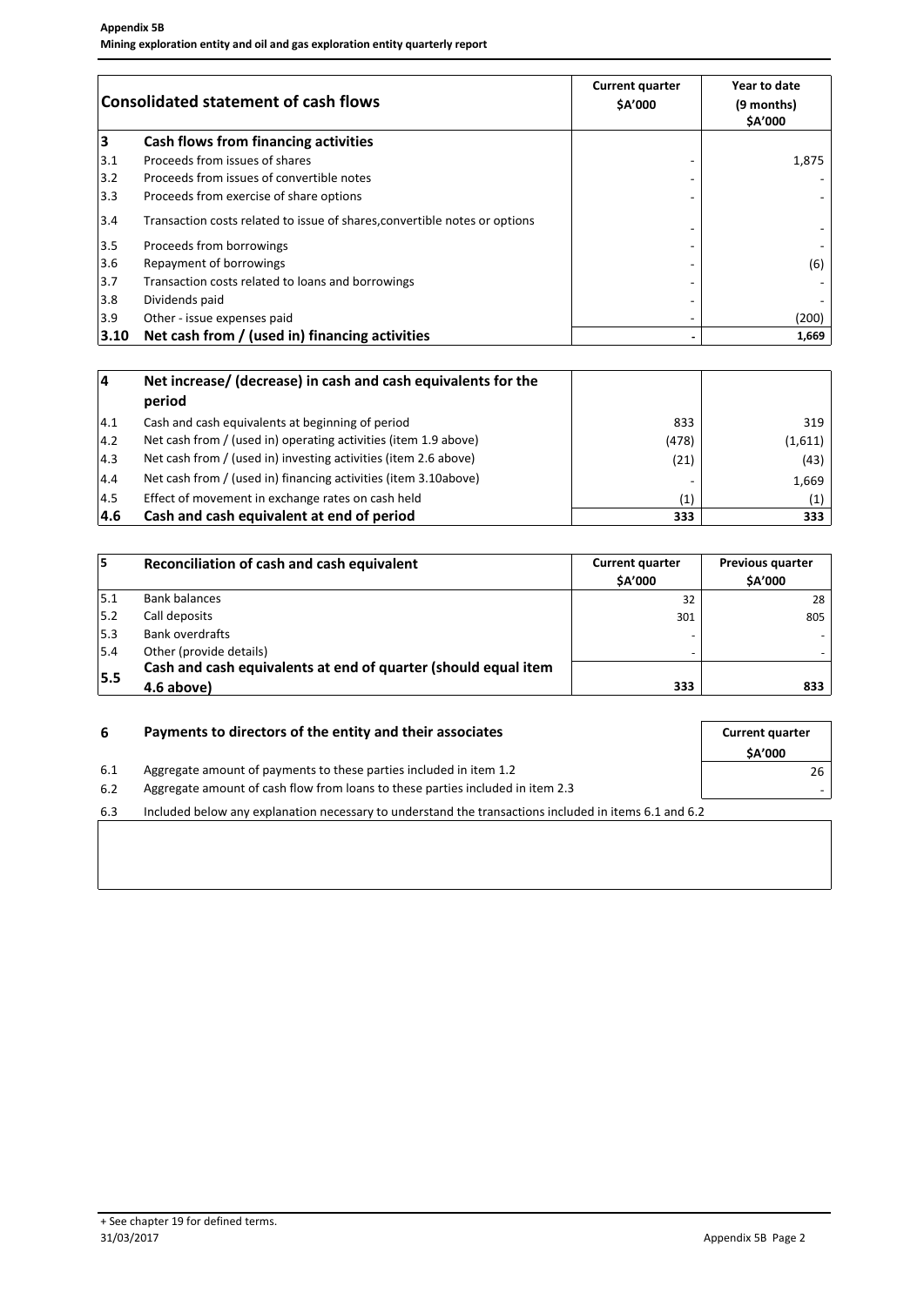**Appendix 5B**
**Mining exploration entity and oil and gas exploration entity quarterly report**

| | Consolidated statement of cash flows | Current quarter $A'000 | Year to date (9 months) $A'000 |
|---|---|---|---|
| **3** | **Cash flows from financing activities** | | |
| 3.1 | Proceeds from issues of shares | - | 1,875 |
| 3.2 | Proceeds from issues of convertible notes | - | - |
| 3.3 | Proceeds from exercise of share options | - | - |
| 3.4 | Transaction costs related to issue of shares,convertible notes or options | - | - |
| 3.5 | Proceeds from borrowings | - | - |
| 3.6 | Repayment of borrowings | - | (6) |
| 3.7 | Transaction costs related to loans and borrowings | - | - |
| 3.8 | Dividends paid | - | - |
| 3.9 | Other - issue expenses paid | - | (200) |
| **3.10** | **Net cash from / (used in) financing activities** | **-** | **1,669** |

| | | | |
|---|---|---|---|
| **4** | **Net increase/ (decrease) in cash and cash equivalents for the period** | | |
| 4.1 | Cash and cash equivalents at beginning of period | 833 | 319 |
| 4.2 | Net cash from / (used in) operating activities (item 1.9 above) | (478) | (1,611) |
| 4.3 | Net cash from / (used in) investing activities (item 2.6 above) | (21) | (43) |
| 4.4 | Net cash from / (used in) financing activities (item 3.10above) | - | 1,669 |
| 4.5 | Effect of movement in exchange rates on cash held | (1) | (1) |
| **4.6** | **Cash and cash equivalent at end of period** | **333** | **333** |

| **5** | **Reconciliation of cash and cash equivalent** | **Current quarter $A'000** | **Previous quarter $A'000** |
|---|---|---|---|
| 5.1 | Bank balances | 32 | 28 |
| 5.2 | Call deposits | 301 | 805 |
| 5.3 | Bank overdrafts | - | - |
| 5.4 | Other (provide details) | - | - |
| **5.5** | **Cash and cash equivalents at end of quarter (should equal item 4.6 above)** | **333** | **833** |

| **6** | **Payments to directors of the entity and their associates** | **Current quarter $A'000** |
|---|---|---|
| 6.1 | Aggregate amount of payments to these parties included in item 1.2 | 26 |
| 6.2 | Aggregate amount of cash flow from loans to these parties included in item 2.3 | - |

6.3 Included below any explanation necessary to understand the transactions included in items 6.1 and 6.2

+ See chapter 19 for defined terms.
31/03/2017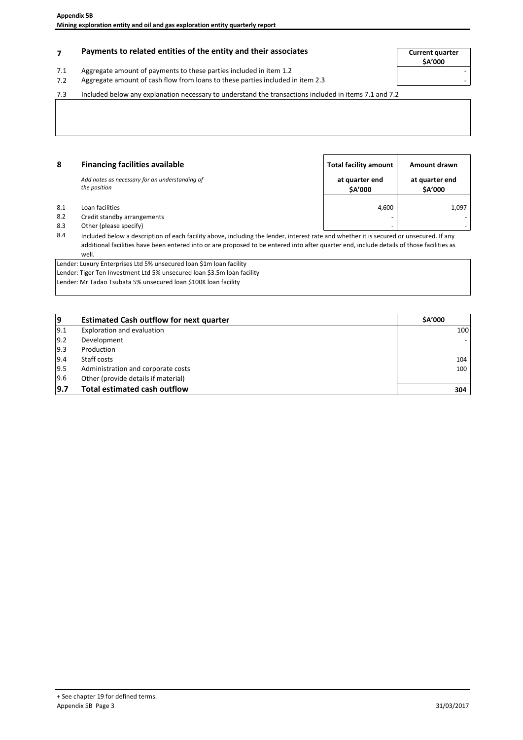## 7 Payments to related entities of the entity and their associates

| | | Current quarter $A'000 |
|---|---|---|
| 7.1 | Aggregate amount of payments to these parties included in item 1.2 | - |
| 7.2 | Aggregate amount of cash flow from loans to these parties included in item 2.3 | - |

7.3 Included below any explanation necessary to understand the transactions included in items 7.1 and 7.2

## 8 Financing facilities available

*Add notes as necessary for an understanding of the position*

| | | Total facility amount at quarter end $A'000 | Amount drawn at quarter end $A'000 |
|---|---|---|---|
| 8.1 | Loan facilities | 4,600 | 1,097 |
| 8.2 | Credit standby arrangements | - | - |
| 8.3 | Other (please specify) | - | - |

8.4 Included below a description of each facility above, including the lender, interest rate and whether it is secured or unsecured. If any additional facilities have been entered into or are proposed to be entered into after quarter end, include details of those facilities as well.

Lender: Luxury Enterprises Ltd 5% unsecured loan $1m loan facility
Lender: Tiger Ten Investment Ltd 5% unsecured loan $3.5m loan facility
Lender: Mr Tadao Tsubata 5% unsecured loan $100K loan facility

| 9 | Estimated Cash outflow for next quarter | $A'000 |
|---|---|---|
| 9.1 | Exploration and evaluation | 100 |
| 9.2 | Development | - |
| 9.3 | Production | - |
| 9.4 | Staff costs | 104 |
| 9.5 | Administration and corporate costs | 100 |
| 9.6 | Other (provide details if material) | |
| **9.7** | **Total estimated cash outflow** | **304** |

+ See chapter 19 for defined terms.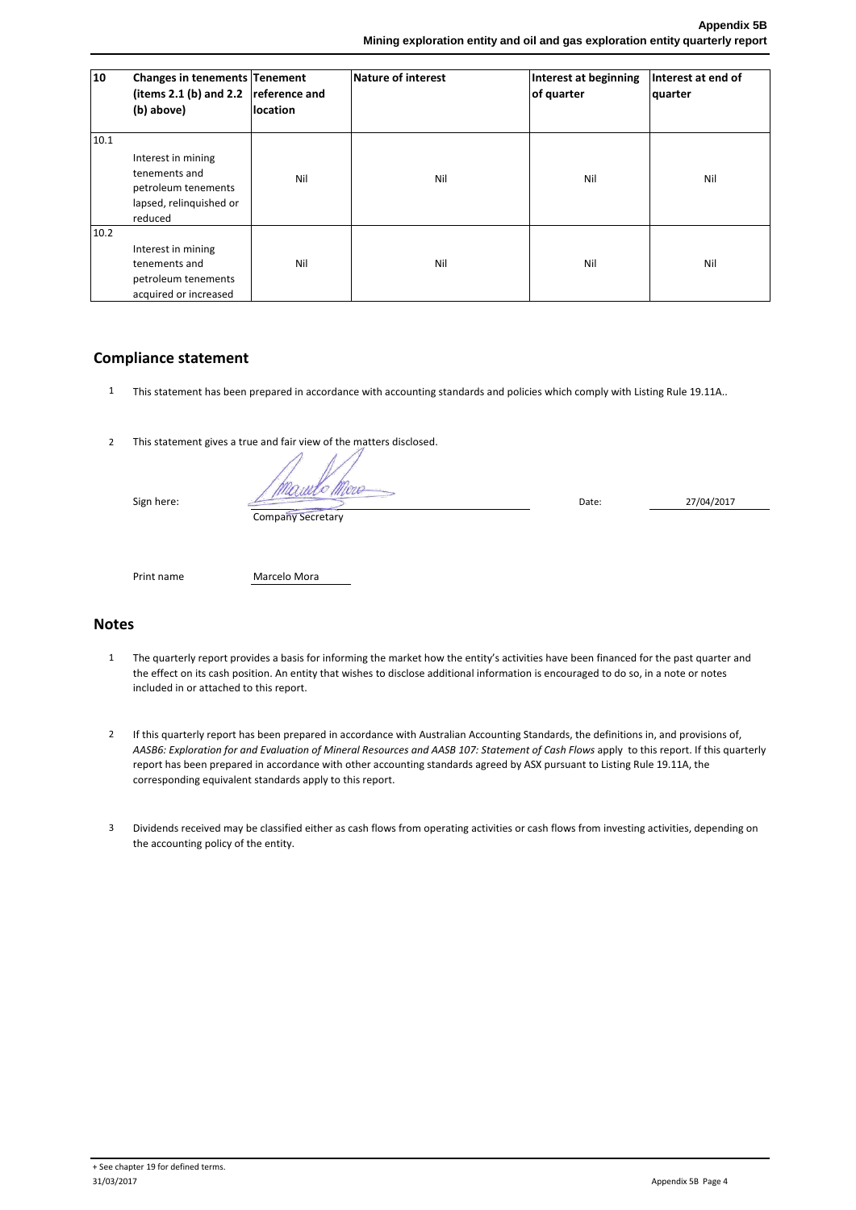| 10 | Changes in tenements (items 2.1 (b) and 2.2 (b) above) | Tenement reference and location | Nature of interest | Interest at beginning of quarter | Interest at end of quarter |
|---|---|---|---|---|---|
| 10.1 | Interest in mining tenements and petroleum tenements lapsed, relinquished or reduced | Nil | Nil | Nil | Nil |
| 10.2 | Interest in mining tenements and petroleum tenements acquired or increased | Nil | Nil | Nil | Nil |

## Compliance statement

1 This statement has been prepared in accordance with accounting standards and policies which comply with Listing Rule 19.11A..

2 This statement gives a true and fair view of the matters disclosed.

Sign here: Company Secretary    Date: 27/04/2017

Print name Marcelo Mora

## Notes

1 The quarterly report provides a basis for informing the market how the entity's activities have been financed for the past quarter and the effect on its cash position. An entity that wishes to disclose additional information is encouraged to do so, in a note or notes included in or attached to this report.

2 If this quarterly report has been prepared in accordance with Australian Accounting Standards, the definitions in, and provisions of, *AASB6: Exploration for and Evaluation of Mineral Resources and AASB 107: Statement of Cash Flows* apply to this report. If this quarterly report has been prepared in accordance with other accounting standards agreed by ASX pursuant to Listing Rule 19.11A, the corresponding equivalent standards apply to this report.

3 Dividends received may be classified either as cash flows from operating activities or cash flows from investing activities, depending on the accounting policy of the entity.